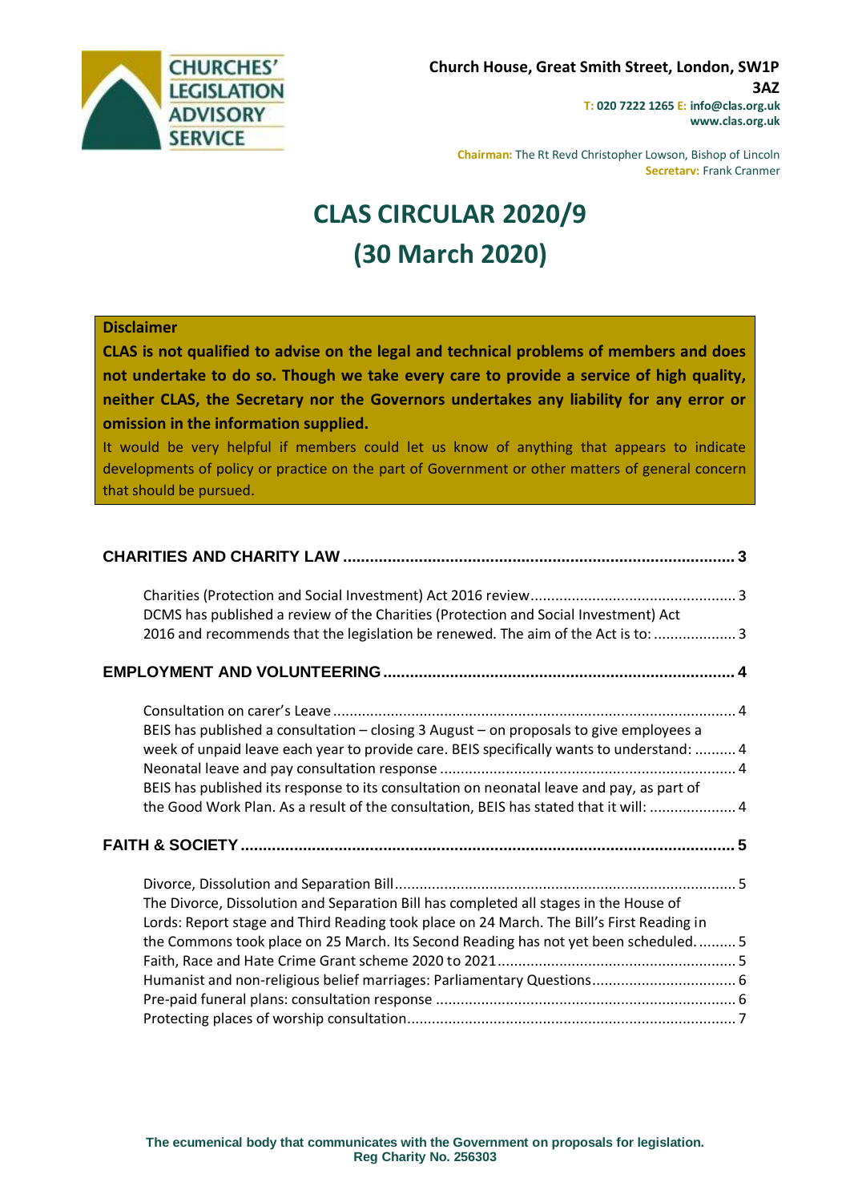**CHURCHES' LEGISLATION ADVISORY SERVICE**

**Church House, Great Smith Street, London, SW1P 3AZ**
**T: 020 7222 1265 E: info@clas.org.uk**
**www.clas.org.uk**

**Chairman:** The Rt Revd Christopher Lowson, Bishop of Lincoln
**Secretary:** Frank Cranmer

# CLAS CIRCULAR 2020/9
# (30 March 2020)

**Disclaimer**

**CLAS is not qualified to advise on the legal and technical problems of members and does not undertake to do so. Though we take every care to provide a service of high quality, neither CLAS, the Secretary nor the Governors undertakes any liability for any error or omission in the information supplied.**

It would be very helpful if members could let us know of anything that appears to indicate developments of policy or practice on the part of Government or other matters of general concern that should be pursued.

**CHARITIES AND CHARITY LAW** ..... 3

Charities (Protection and Social Investment) Act 2016 review ..... 3
DCMS has published a review of the Charities (Protection and Social Investment) Act 2016 and recommends that the legislation be renewed. The aim of the Act is to: ..... 3

**EMPLOYMENT AND VOLUNTEERING** ..... 4

Consultation on carer's Leave ..... 4
BEIS has published a consultation – closing 3 August – on proposals to give employees a week of unpaid leave each year to provide care. BEIS specifically wants to understand: ..... 4
Neonatal leave and pay consultation response ..... 4
BEIS has published its response to its consultation on neonatal leave and pay, as part of the Good Work Plan. As a result of the consultation, BEIS has stated that it will: ..... 4

**FAITH & SOCIETY** ..... 5

Divorce, Dissolution and Separation Bill ..... 5
The Divorce, Dissolution and Separation Bill has completed all stages in the House of Lords: Report stage and Third Reading took place on 24 March. The Bill's First Reading in the Commons took place on 25 March. Its Second Reading has not yet been scheduled. ..... 5
Faith, Race and Hate Crime Grant scheme 2020 to 2021 ..... 5
Humanist and non-religious belief marriages: Parliamentary Questions ..... 6
Pre-paid funeral plans: consultation response ..... 6
Protecting places of worship consultation ..... 7

**The ecumenical body that communicates with the Government on proposals for legislation.**
**Reg Charity No. 256303**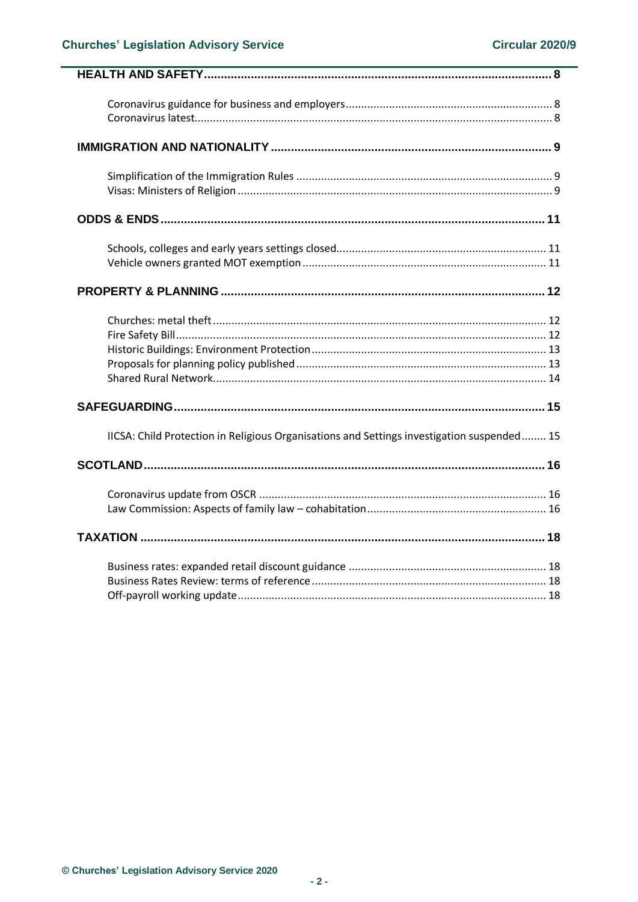**HEALTH AND SAFETY** .......... 8

- Coronavirus guidance for business and employers .......... 8
- Coronavirus latest .......... 8

**IMMIGRATION AND NATIONALITY** .......... 9

- Simplification of the Immigration Rules .......... 9
- Visas: Ministers of Religion .......... 9

**ODDS & ENDS** .......... 11

- Schools, colleges and early years settings closed .......... 11
- Vehicle owners granted MOT exemption .......... 11

**PROPERTY & PLANNING** .......... 12

- Churches: metal theft .......... 12
- Fire Safety Bill .......... 12
- Historic Buildings: Environment Protection .......... 13
- Proposals for planning policy published .......... 13
- Shared Rural Network .......... 14

**SAFEGUARDING** .......... 15

- IICSA: Child Protection in Religious Organisations and Settings investigation suspended .......... 15

**SCOTLAND** .......... 16

- Coronavirus update from OSCR .......... 16
- Law Commission: Aspects of family law – cohabitation .......... 16

**TAXATION** .......... 18

- Business rates: expanded retail discount guidance .......... 18
- Business Rates Review: terms of reference .......... 18
- Off-payroll working update .......... 18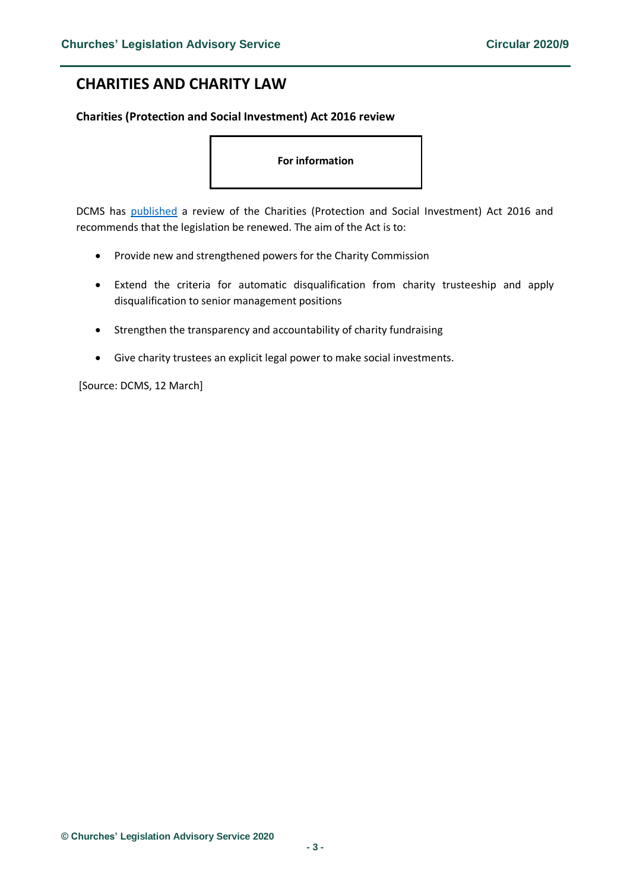# CHARITIES AND CHARITY LAW

### Charities (Protection and Social Investment) Act 2016 review

**For information**

DCMS has published a review of the Charities (Protection and Social Investment) Act 2016 and recommends that the legislation be renewed. The aim of the Act is to:

- Provide new and strengthened powers for the Charity Commission
- Extend the criteria for automatic disqualification from charity trusteeship and apply disqualification to senior management positions
- Strengthen the transparency and accountability of charity fundraising
- Give charity trustees an explicit legal power to make social investments.

[Source: DCMS, 12 March]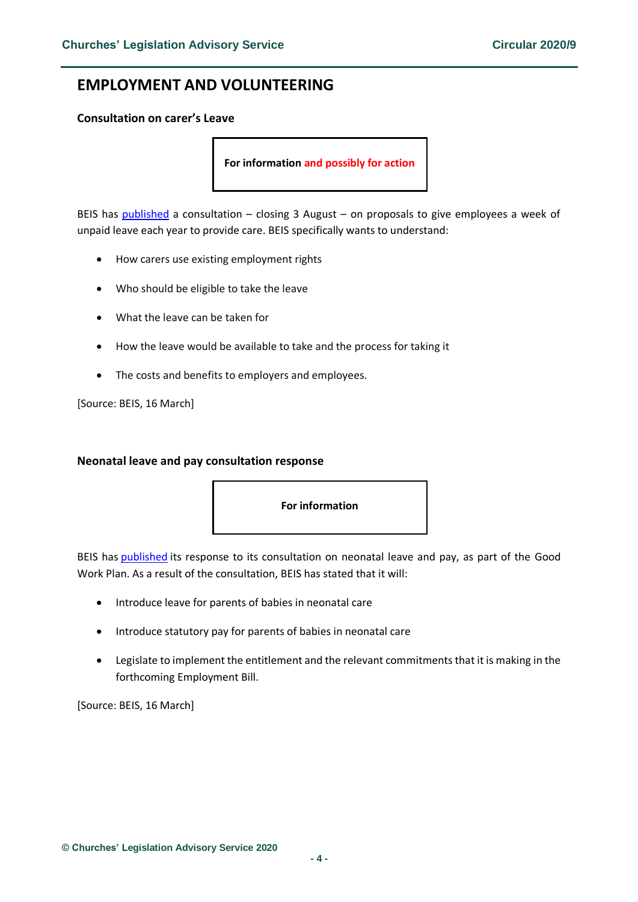# EMPLOYMENT AND VOLUNTEERING

### Consultation on carer's Leave

**For information and possibly for action**

BEIS has published a consultation – closing 3 August – on proposals to give employees a week of unpaid leave each year to provide care. BEIS specifically wants to understand:

- How carers use existing employment rights
- Who should be eligible to take the leave
- What the leave can be taken for
- How the leave would be available to take and the process for taking it
- The costs and benefits to employers and employees.

[Source: BEIS, 16 March]

### Neonatal leave and pay consultation response

**For information**

BEIS has published its response to its consultation on neonatal leave and pay, as part of the Good Work Plan. As a result of the consultation, BEIS has stated that it will:

- Introduce leave for parents of babies in neonatal care
- Introduce statutory pay for parents of babies in neonatal care
- Legislate to implement the entitlement and the relevant commitments that it is making in the forthcoming Employment Bill.

[Source: BEIS, 16 March]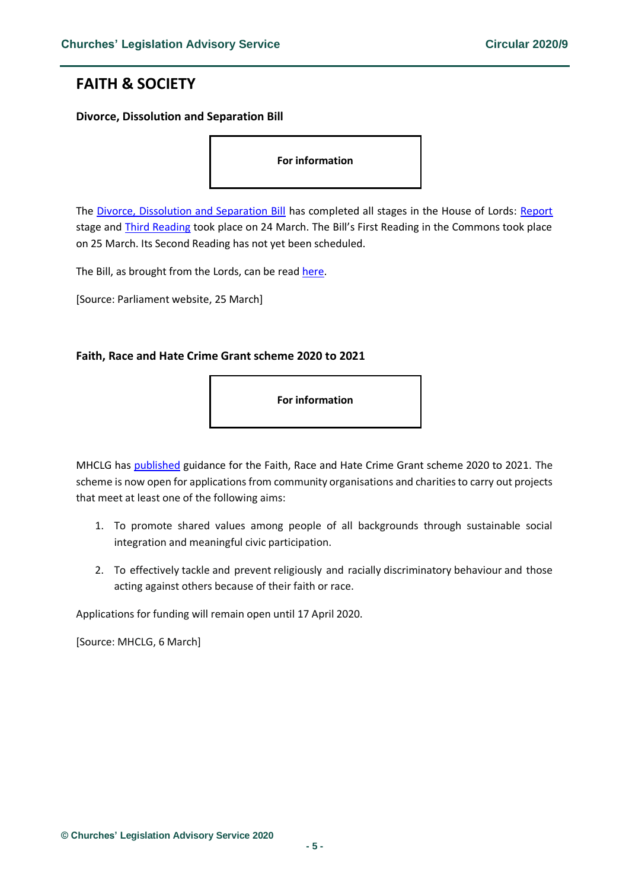## FAITH & SOCIETY

### Divorce, Dissolution and Separation Bill

**For information**

The Divorce, Dissolution and Separation Bill has completed all stages in the House of Lords: Report stage and Third Reading took place on 24 March. The Bill's First Reading in the Commons took place on 25 March. Its Second Reading has not yet been scheduled.

The Bill, as brought from the Lords, can be read here.

[Source: Parliament website, 25 March]

### Faith, Race and Hate Crime Grant scheme 2020 to 2021

**For information**

MHCLG has published guidance for the Faith, Race and Hate Crime Grant scheme 2020 to 2021. The scheme is now open for applications from community organisations and charities to carry out projects that meet at least one of the following aims:

1. To promote shared values among people of all backgrounds through sustainable social integration and meaningful civic participation.
2. To effectively tackle and prevent religiously and racially discriminatory behaviour and those acting against others because of their faith or race.

Applications for funding will remain open until 17 April 2020.

[Source: MHCLG, 6 March]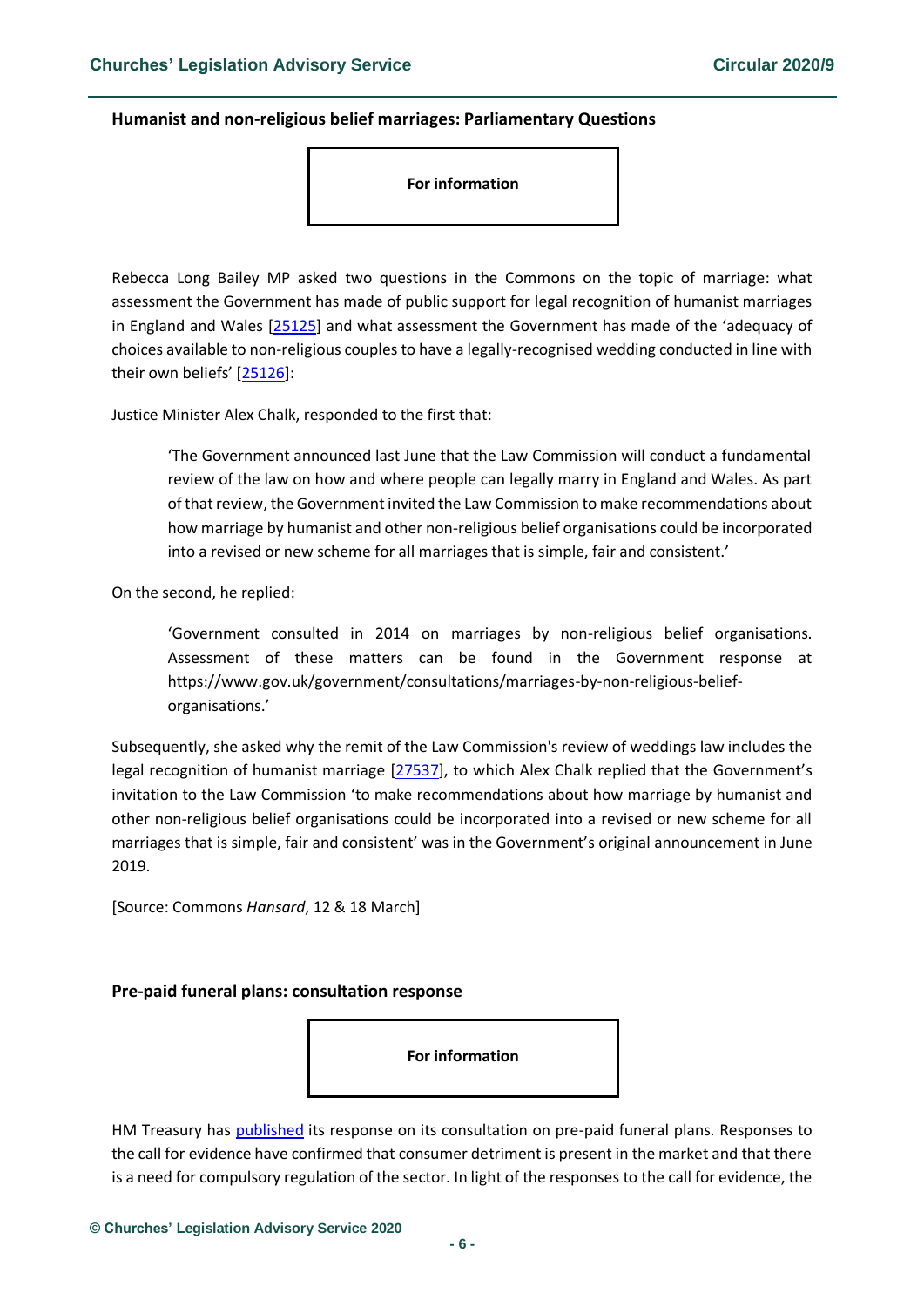### Humanist and non-religious belief marriages: Parliamentary Questions

**For information**

Rebecca Long Bailey MP asked two questions in the Commons on the topic of marriage: what assessment the Government has made of public support for legal recognition of humanist marriages in England and Wales [25125] and what assessment the Government has made of the 'adequacy of choices available to non-religious couples to have a legally-recognised wedding conducted in line with their own beliefs' [25126]:

Justice Minister Alex Chalk, responded to the first that:

> 'The Government announced last June that the Law Commission will conduct a fundamental review of the law on how and where people can legally marry in England and Wales. As part of that review, the Government invited the Law Commission to make recommendations about how marriage by humanist and other non-religious belief organisations could be incorporated into a revised or new scheme for all marriages that is simple, fair and consistent.'

On the second, he replied:

> 'Government consulted in 2014 on marriages by non-religious belief organisations. Assessment of these matters can be found in the Government response at https://www.gov.uk/government/consultations/marriages-by-non-religious-belief-organisations.'

Subsequently, she asked why the remit of the Law Commission's review of weddings law includes the legal recognition of humanist marriage [27537], to which Alex Chalk replied that the Government's invitation to the Law Commission 'to make recommendations about how marriage by humanist and other non-religious belief organisations could be incorporated into a revised or new scheme for all marriages that is simple, fair and consistent' was in the Government's original announcement in June 2019.

[Source: Commons *Hansard*, 12 & 18 March]

### Pre-paid funeral plans: consultation response

**For information**

HM Treasury has published its response on its consultation on pre-paid funeral plans. Responses to the call for evidence have confirmed that consumer detriment is present in the market and that there is a need for compulsory regulation of the sector. In light of the responses to the call for evidence, the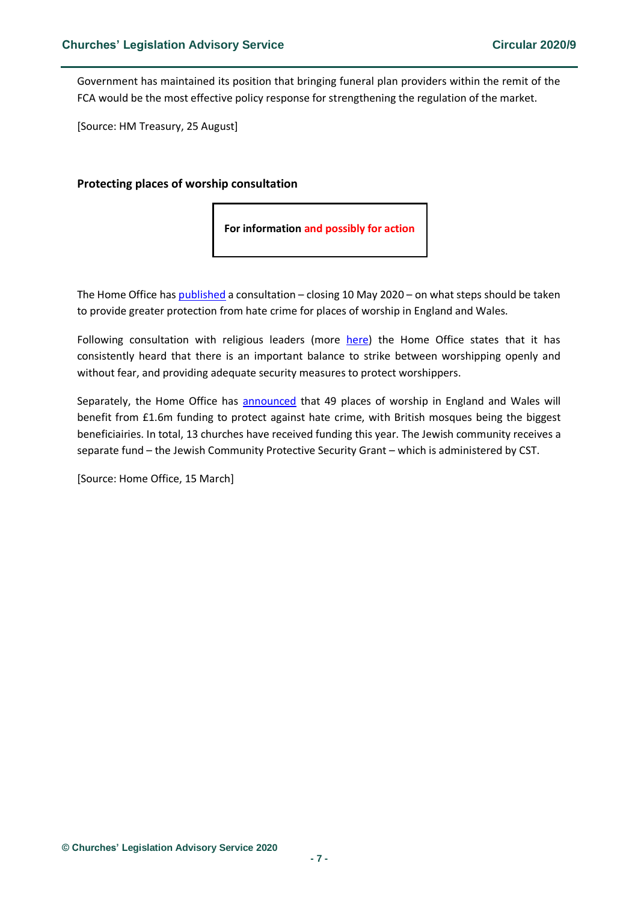Government has maintained its position that bringing funeral plan providers within the remit of the FCA would be the most effective policy response for strengthening the regulation of the market.

[Source: HM Treasury, 25 August]

**Protecting places of worship consultation**

**For information and possibly for action**

The Home Office has published a consultation – closing 10 May 2020 – on what steps should be taken to provide greater protection from hate crime for places of worship in England and Wales.

Following consultation with religious leaders (more here) the Home Office states that it has consistently heard that there is an important balance to strike between worshipping openly and without fear, and providing adequate security measures to protect worshippers.

Separately, the Home Office has announced that 49 places of worship in England and Wales will benefit from £1.6m funding to protect against hate crime, with British mosques being the biggest beneficiairies. In total, 13 churches have received funding this year. The Jewish community receives a separate fund – the Jewish Community Protective Security Grant – which is administered by CST.

[Source: Home Office, 15 March]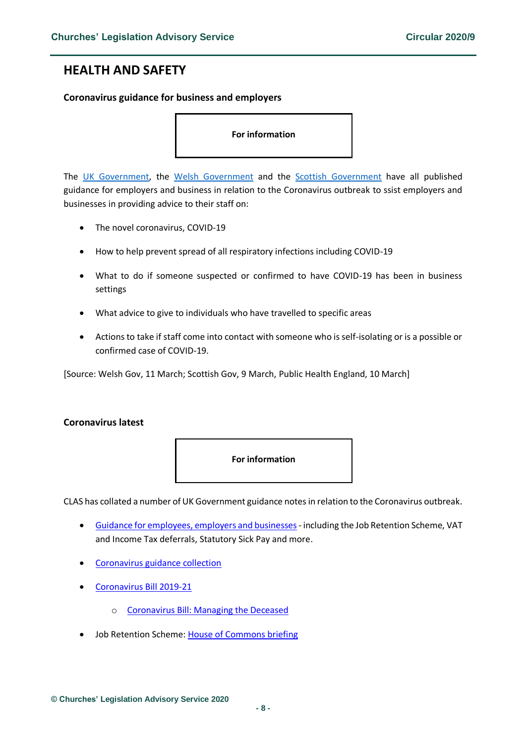## HEALTH AND SAFETY

### Coronavirus guidance for business and employers

**For information**

The UK Government, the Welsh Government and the Scottish Government have all published guidance for employers and business in relation to the Coronavirus outbreak to ssist employers and businesses in providing advice to their staff on:

- The novel coronavirus, COVID-19
- How to help prevent spread of all respiratory infections including COVID-19
- What to do if someone suspected or confirmed to have COVID-19 has been in business settings
- What advice to give to individuals who have travelled to specific areas
- Actions to take if staff come into contact with someone who is self-isolating or is a possible or confirmed case of COVID-19.

[Source: Welsh Gov, 11 March; Scottish Gov, 9 March, Public Health England, 10 March]

### Coronavirus latest

**For information**

CLAS has collated a number of UK Government guidance notes in relation to the Coronavirus outbreak.

- Guidance for employees, employers and businesses - including the Job Retention Scheme, VAT and Income Tax deferrals, Statutory Sick Pay and more.
- Coronavirus guidance collection
- Coronavirus Bill 2019-21
    - Coronavirus Bill: Managing the Deceased
- Job Retention Scheme: House of Commons briefing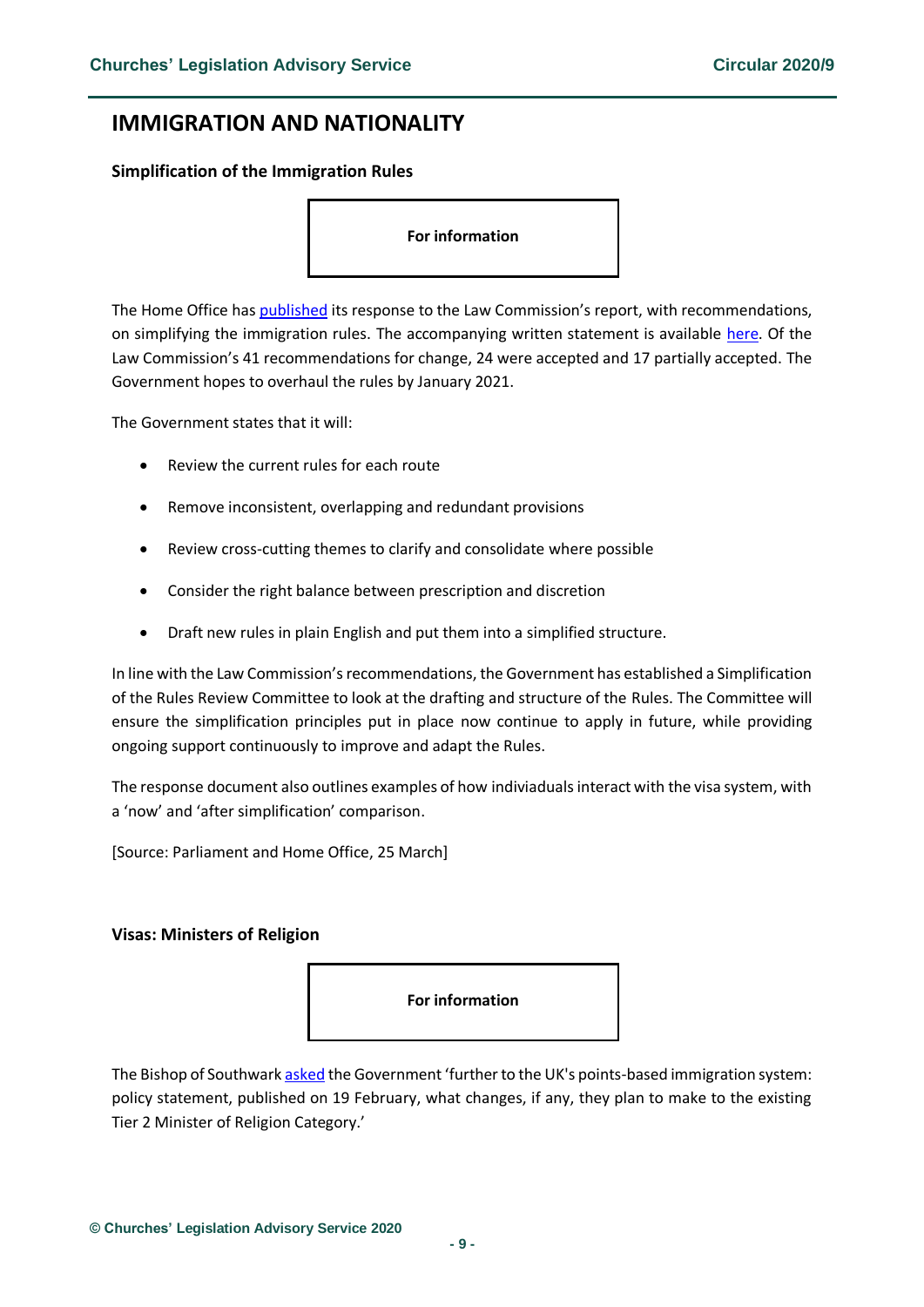# IMMIGRATION AND NATIONALITY

### Simplification of the Immigration Rules

**For information**

The Home Office has published its response to the Law Commission's report, with recommendations, on simplifying the immigration rules. The accompanying written statement is available here. Of the Law Commission's 41 recommendations for change, 24 were accepted and 17 partially accepted. The Government hopes to overhaul the rules by January 2021.

The Government states that it will:

- Review the current rules for each route
- Remove inconsistent, overlapping and redundant provisions
- Review cross-cutting themes to clarify and consolidate where possible
- Consider the right balance between prescription and discretion
- Draft new rules in plain English and put them into a simplified structure.

In line with the Law Commission's recommendations, the Government has established a Simplification of the Rules Review Committee to look at the drafting and structure of the Rules. The Committee will ensure the simplification principles put in place now continue to apply in future, while providing ongoing support continuously to improve and adapt the Rules.

The response document also outlines examples of how indiviaduals interact with the visa system, with a 'now' and 'after simplification' comparison.

[Source: Parliament and Home Office, 25 March]

### Visas: Ministers of Religion

**For information**

The Bishop of Southwark asked the Government 'further to the UK's points-based immigration system: policy statement, published on 19 February, what changes, if any, they plan to make to the existing Tier 2 Minister of Religion Category.'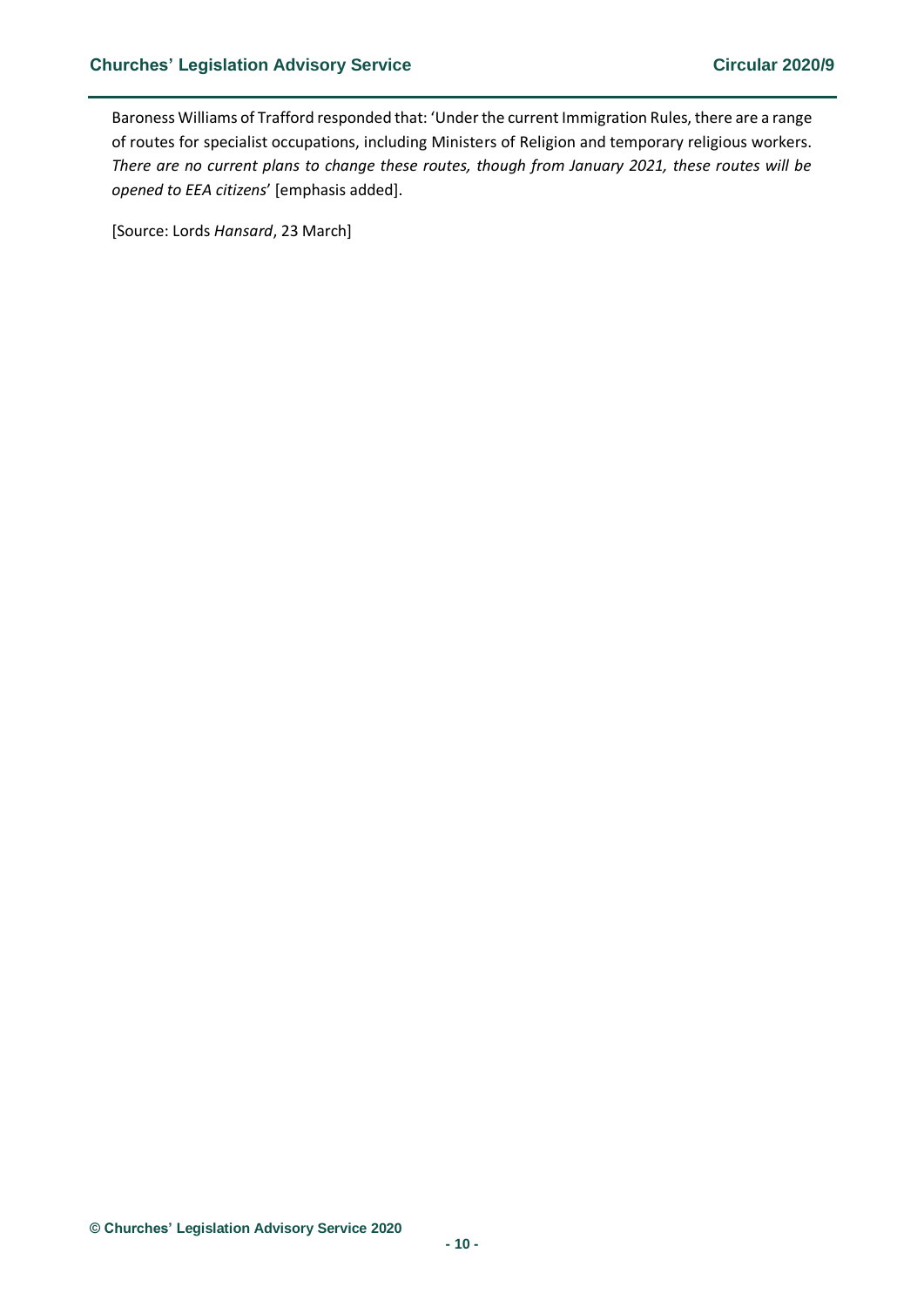Baroness Williams of Trafford responded that: 'Under the current Immigration Rules, there are a range of routes for specialist occupations, including Ministers of Religion and temporary religious workers. *There are no current plans to change these routes, though from January 2021, these routes will be opened to EEA citizens*' [emphasis added].

[Source: Lords *Hansard*, 23 March]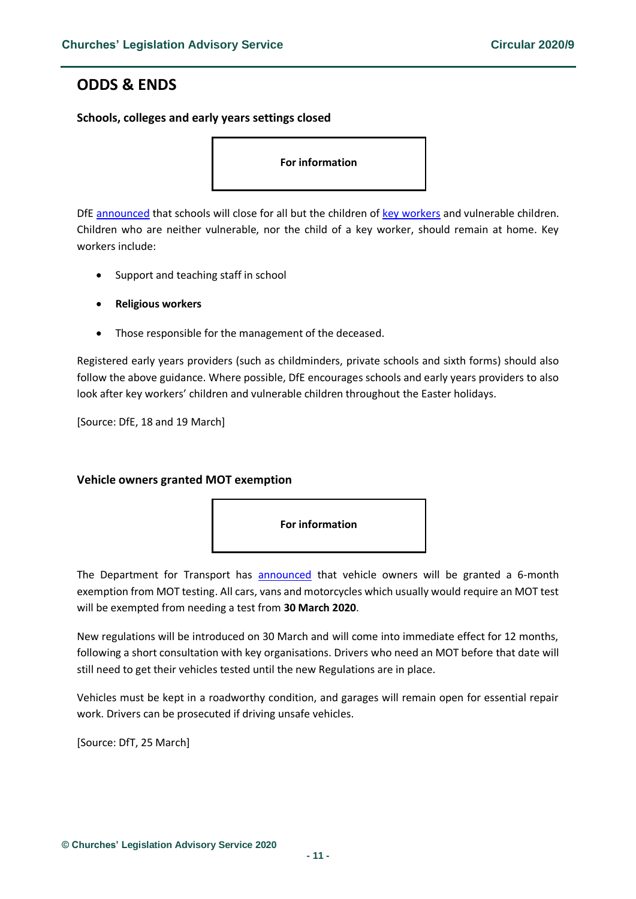## ODDS & ENDS

### Schools, colleges and early years settings closed

**For information**

DfE announced that schools will close for all but the children of key workers and vulnerable children. Children who are neither vulnerable, nor the child of a key worker, should remain at home. Key workers include:

- Support and teaching staff in school
- **Religious workers**
- Those responsible for the management of the deceased.

Registered early years providers (such as childminders, private schools and sixth forms) should also follow the above guidance. Where possible, DfE encourages schools and early years providers to also look after key workers' children and vulnerable children throughout the Easter holidays.

[Source: DfE, 18 and 19 March]

### Vehicle owners granted MOT exemption

**For information**

The Department for Transport has announced that vehicle owners will be granted a 6-month exemption from MOT testing. All cars, vans and motorcycles which usually would require an MOT test will be exempted from needing a test from **30 March 2020**.

New regulations will be introduced on 30 March and will come into immediate effect for 12 months, following a short consultation with key organisations. Drivers who need an MOT before that date will still need to get their vehicles tested until the new Regulations are in place.

Vehicles must be kept in a roadworthy condition, and garages will remain open for essential repair work. Drivers can be prosecuted if driving unsafe vehicles.

[Source: DfT, 25 March]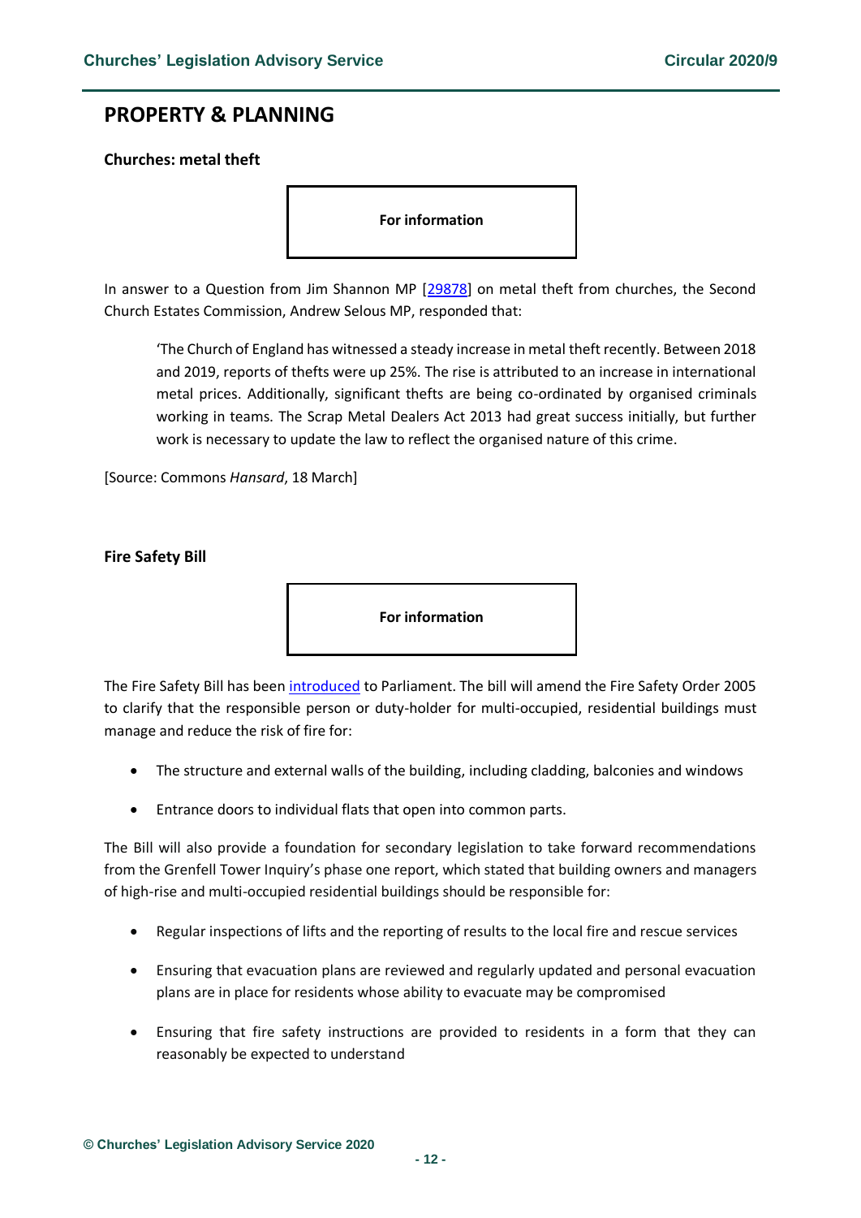# PROPERTY & PLANNING

### Churches: metal theft

**For information**

In answer to a Question from Jim Shannon MP [29878] on metal theft from churches, the Second Church Estates Commission, Andrew Selous MP, responded that:

> 'The Church of England has witnessed a steady increase in metal theft recently. Between 2018 and 2019, reports of thefts were up 25%. The rise is attributed to an increase in international metal prices. Additionally, significant thefts are being co-ordinated by organised criminals working in teams. The Scrap Metal Dealers Act 2013 had great success initially, but further work is necessary to update the law to reflect the organised nature of this crime.

[Source: Commons *Hansard*, 18 March]

### Fire Safety Bill

**For information**

The Fire Safety Bill has been introduced to Parliament. The bill will amend the Fire Safety Order 2005 to clarify that the responsible person or duty-holder for multi-occupied, residential buildings must manage and reduce the risk of fire for:

- The structure and external walls of the building, including cladding, balconies and windows
- Entrance doors to individual flats that open into common parts.

The Bill will also provide a foundation for secondary legislation to take forward recommendations from the Grenfell Tower Inquiry's phase one report, which stated that building owners and managers of high-rise and multi-occupied residential buildings should be responsible for:

- Regular inspections of lifts and the reporting of results to the local fire and rescue services
- Ensuring that evacuation plans are reviewed and regularly updated and personal evacuation plans are in place for residents whose ability to evacuate may be compromised
- Ensuring that fire safety instructions are provided to residents in a form that they can reasonably be expected to understand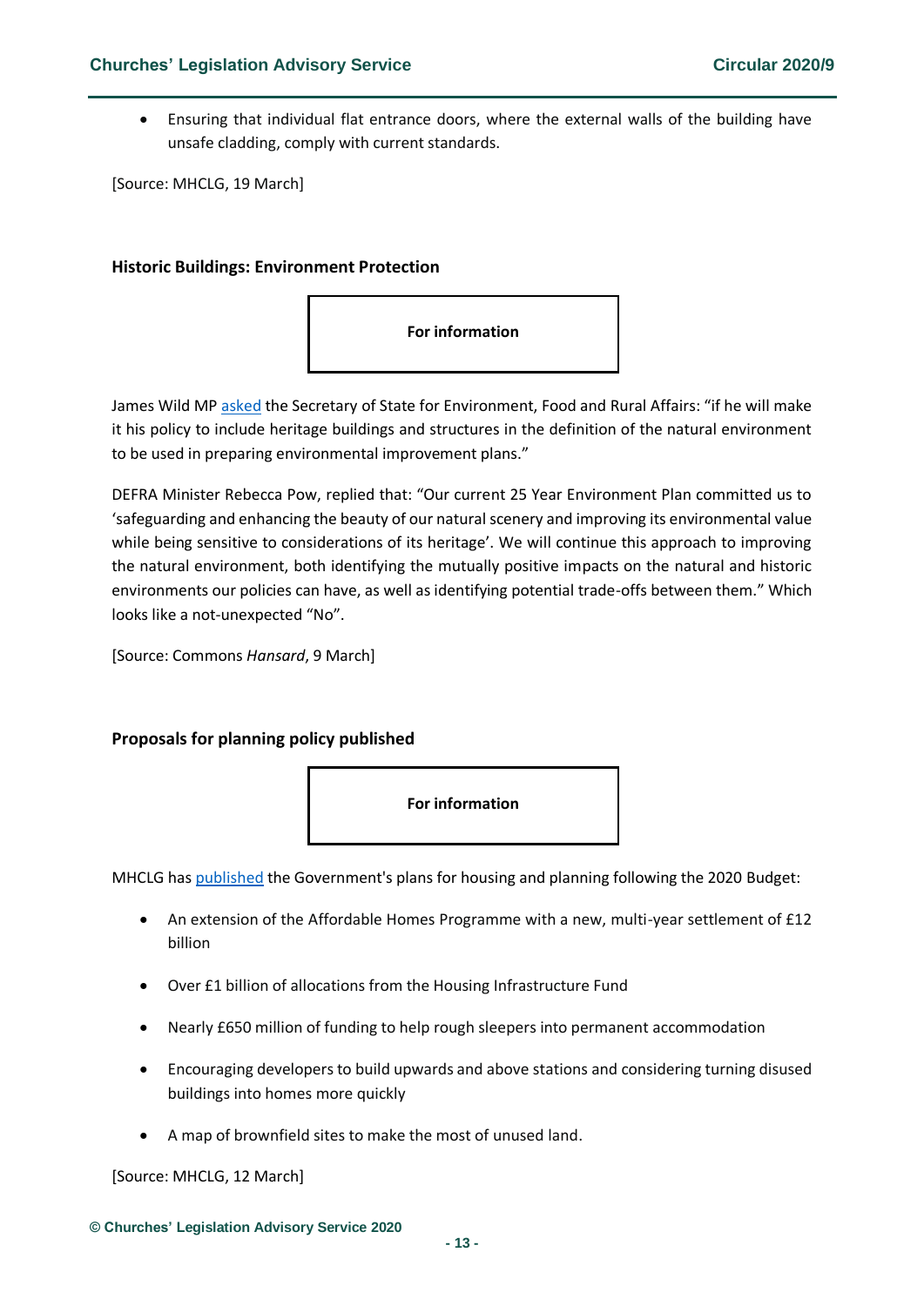- Ensuring that individual flat entrance doors, where the external walls of the building have unsafe cladding, comply with current standards.

[Source: MHCLG, 19 March]

### Historic Buildings: Environment Protection

**For information**

James Wild MP asked the Secretary of State for Environment, Food and Rural Affairs: "if he will make it his policy to include heritage buildings and structures in the definition of the natural environment to be used in preparing environmental improvement plans."

DEFRA Minister Rebecca Pow, replied that: "Our current 25 Year Environment Plan committed us to 'safeguarding and enhancing the beauty of our natural scenery and improving its environmental value while being sensitive to considerations of its heritage'. We will continue this approach to improving the natural environment, both identifying the mutually positive impacts on the natural and historic environments our policies can have, as well as identifying potential trade-offs between them." Which looks like a not-unexpected "No".

[Source: Commons *Hansard*, 9 March]

### Proposals for planning policy published

**For information**

MHCLG has published the Government's plans for housing and planning following the 2020 Budget:

- An extension of the Affordable Homes Programme with a new, multi-year settlement of £12 billion
- Over £1 billion of allocations from the Housing Infrastructure Fund
- Nearly £650 million of funding to help rough sleepers into permanent accommodation
- Encouraging developers to build upwards and above stations and considering turning disused buildings into homes more quickly
- A map of brownfield sites to make the most of unused land.

[Source: MHCLG, 12 March]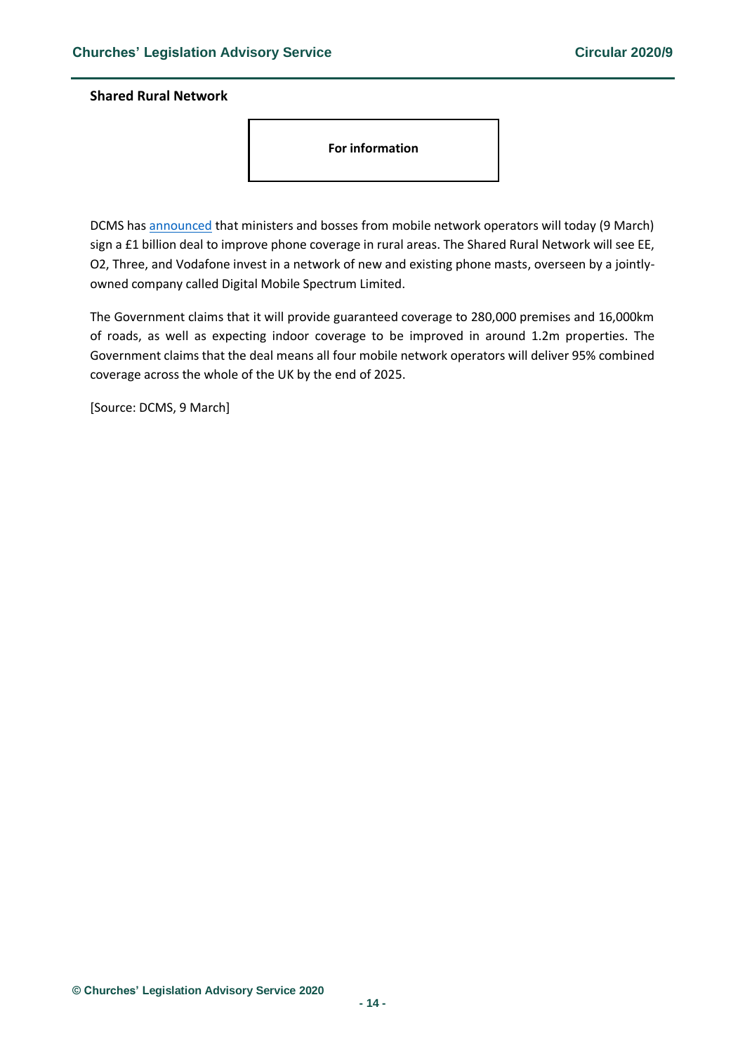**Shared Rural Network**

**For information**

DCMS has announced that ministers and bosses from mobile network operators will today (9 March) sign a £1 billion deal to improve phone coverage in rural areas. The Shared Rural Network will see EE, O2, Three, and Vodafone invest in a network of new and existing phone masts, overseen by a jointly-owned company called Digital Mobile Spectrum Limited.

The Government claims that it will provide guaranteed coverage to 280,000 premises and 16,000km of roads, as well as expecting indoor coverage to be improved in around 1.2m properties. The Government claims that the deal means all four mobile network operators will deliver 95% combined coverage across the whole of the UK by the end of 2025.

[Source: DCMS, 9 March]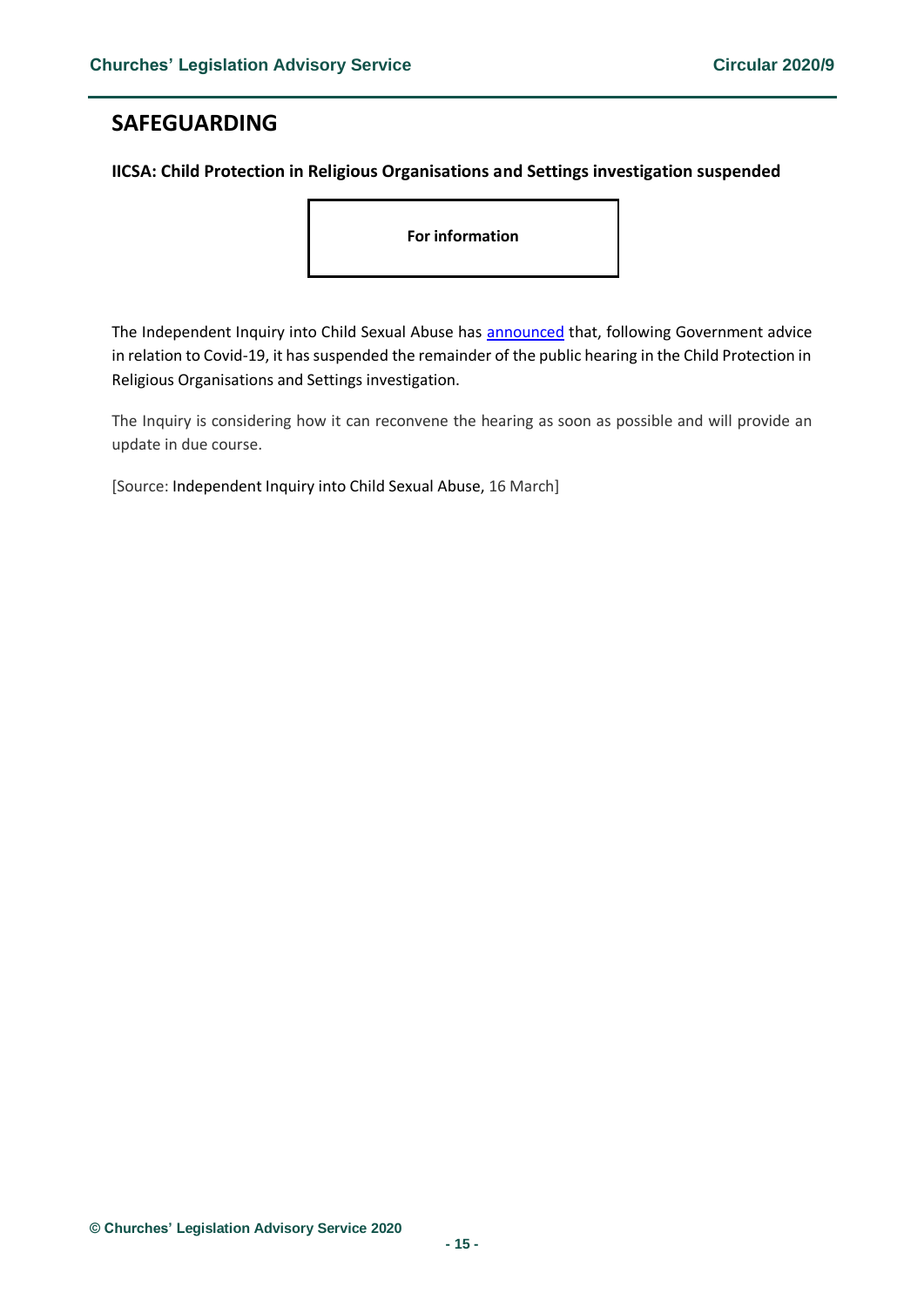## SAFEGUARDING

**IICSA: Child Protection in Religious Organisations and Settings investigation suspended**

**For information**

The Independent Inquiry into Child Sexual Abuse has announced that, following Government advice in relation to Covid-19, it has suspended the remainder of the public hearing in the Child Protection in Religious Organisations and Settings investigation.

The Inquiry is considering how it can reconvene the hearing as soon as possible and will provide an update in due course.

[Source: Independent Inquiry into Child Sexual Abuse, 16 March]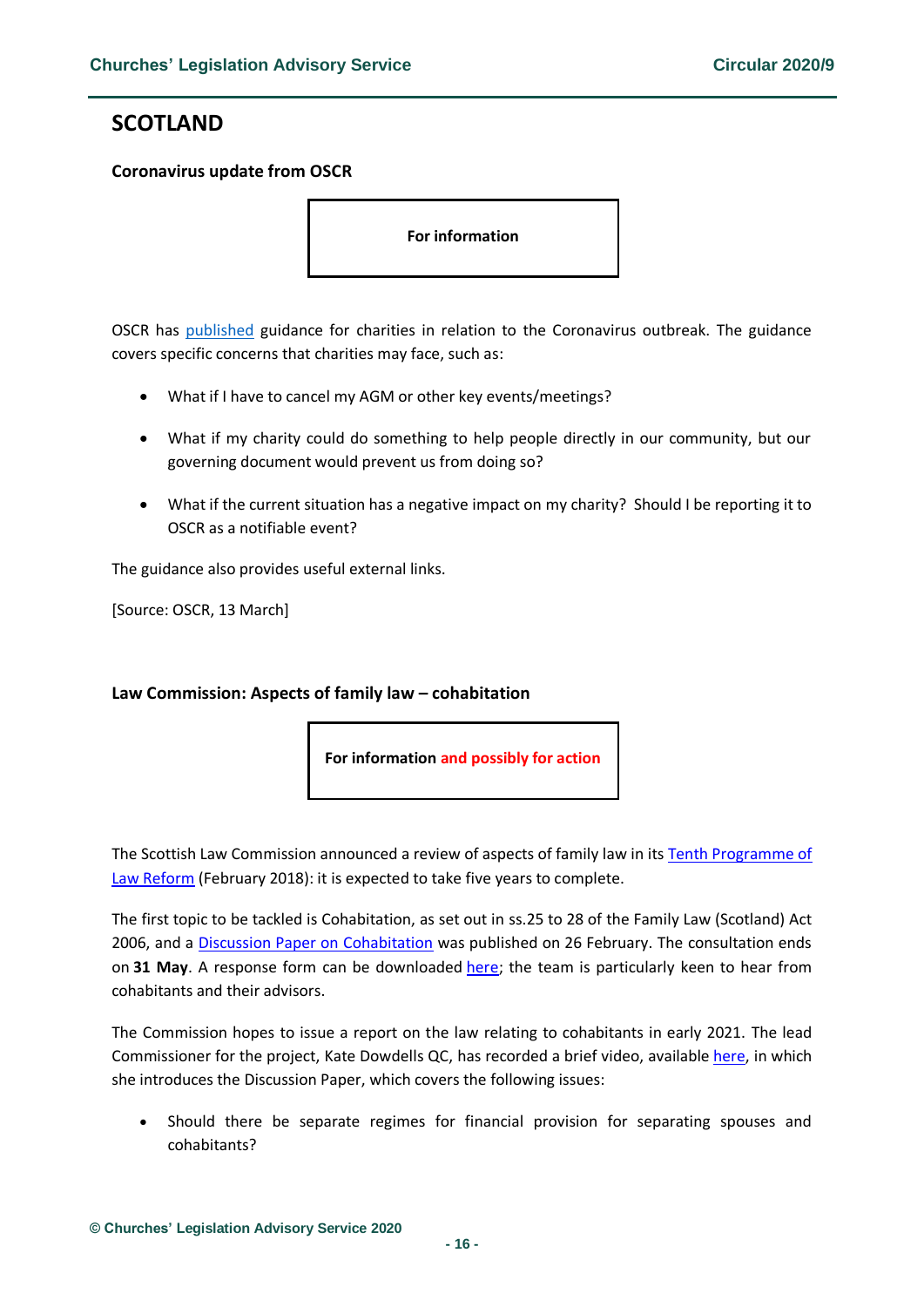# SCOTLAND

### Coronavirus update from OSCR

**For information**

OSCR has published guidance for charities in relation to the Coronavirus outbreak. The guidance covers specific concerns that charities may face, such as:

- What if I have to cancel my AGM or other key events/meetings?
- What if my charity could do something to help people directly in our community, but our governing document would prevent us from doing so?
- What if the current situation has a negative impact on my charity? Should I be reporting it to OSCR as a notifiable event?

The guidance also provides useful external links.

[Source: OSCR, 13 March]

### Law Commission: Aspects of family law – cohabitation

**For information and possibly for action**

The Scottish Law Commission announced a review of aspects of family law in its Tenth Programme of Law Reform (February 2018): it is expected to take five years to complete.

The first topic to be tackled is Cohabitation, as set out in ss.25 to 28 of the Family Law (Scotland) Act 2006, and a Discussion Paper on Cohabitation was published on 26 February. The consultation ends on **31 May**. A response form can be downloaded here; the team is particularly keen to hear from cohabitants and their advisors.

The Commission hopes to issue a report on the law relating to cohabitants in early 2021. The lead Commissioner for the project, Kate Dowdells QC, has recorded a brief video, available here, in which she introduces the Discussion Paper, which covers the following issues:

- Should there be separate regimes for financial provision for separating spouses and cohabitants?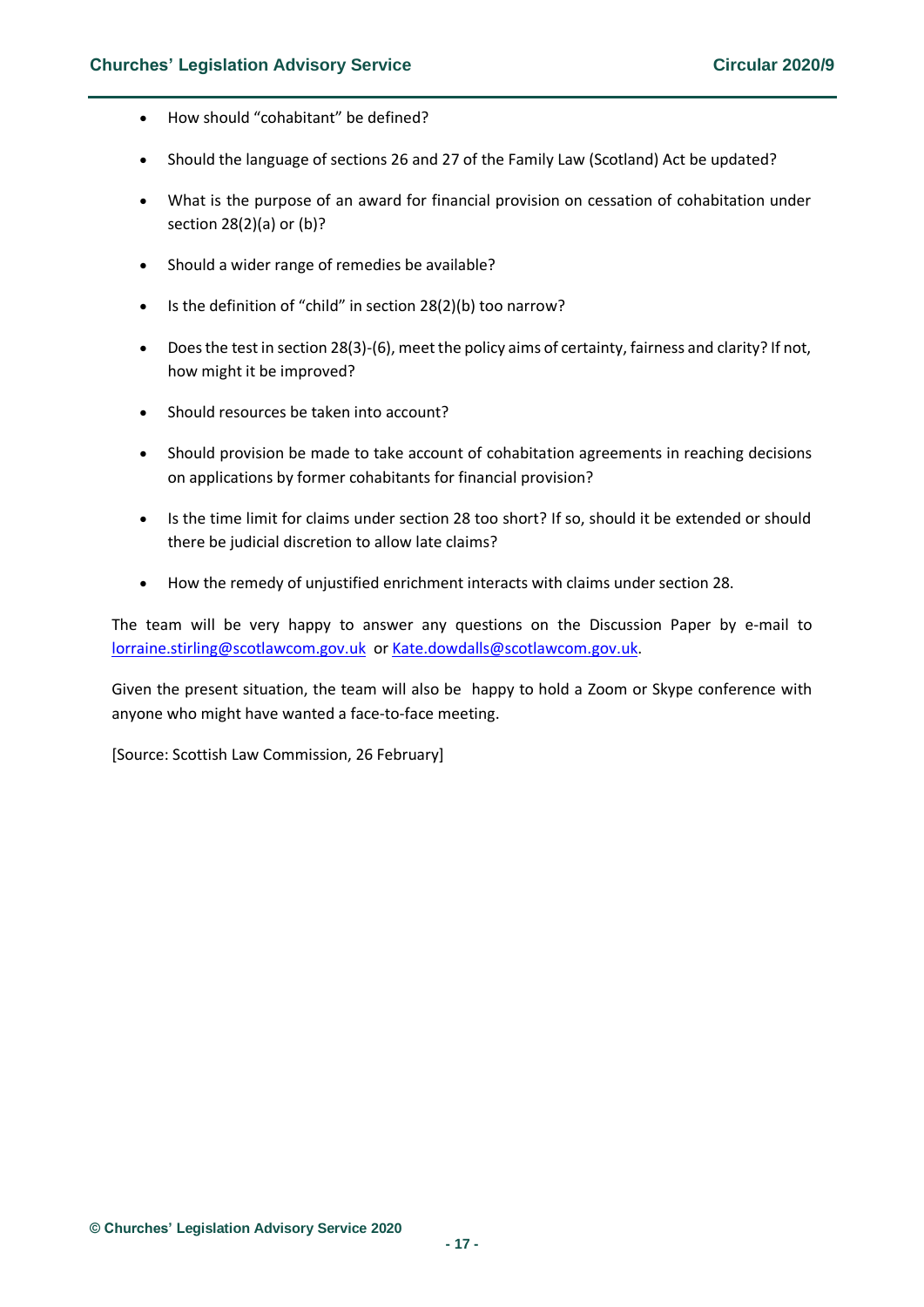- How should "cohabitant" be defined?
- Should the language of sections 26 and 27 of the Family Law (Scotland) Act be updated?
- What is the purpose of an award for financial provision on cessation of cohabitation under section 28(2)(a) or (b)?
- Should a wider range of remedies be available?
- Is the definition of "child" in section 28(2)(b) too narrow?
- Does the test in section 28(3)-(6), meet the policy aims of certainty, fairness and clarity? If not, how might it be improved?
- Should resources be taken into account?
- Should provision be made to take account of cohabitation agreements in reaching decisions on applications by former cohabitants for financial provision?
- Is the time limit for claims under section 28 too short? If so, should it be extended or should there be judicial discretion to allow late claims?
- How the remedy of unjustified enrichment interacts with claims under section 28.

The team will be very happy to answer any questions on the Discussion Paper by e-mail to lorraine.stirling@scotlawcom.gov.uk or Kate.dowdalls@scotlawcom.gov.uk.

Given the present situation, the team will also be happy to hold a Zoom or Skype conference with anyone who might have wanted a face-to-face meeting.

[Source: Scottish Law Commission, 26 February]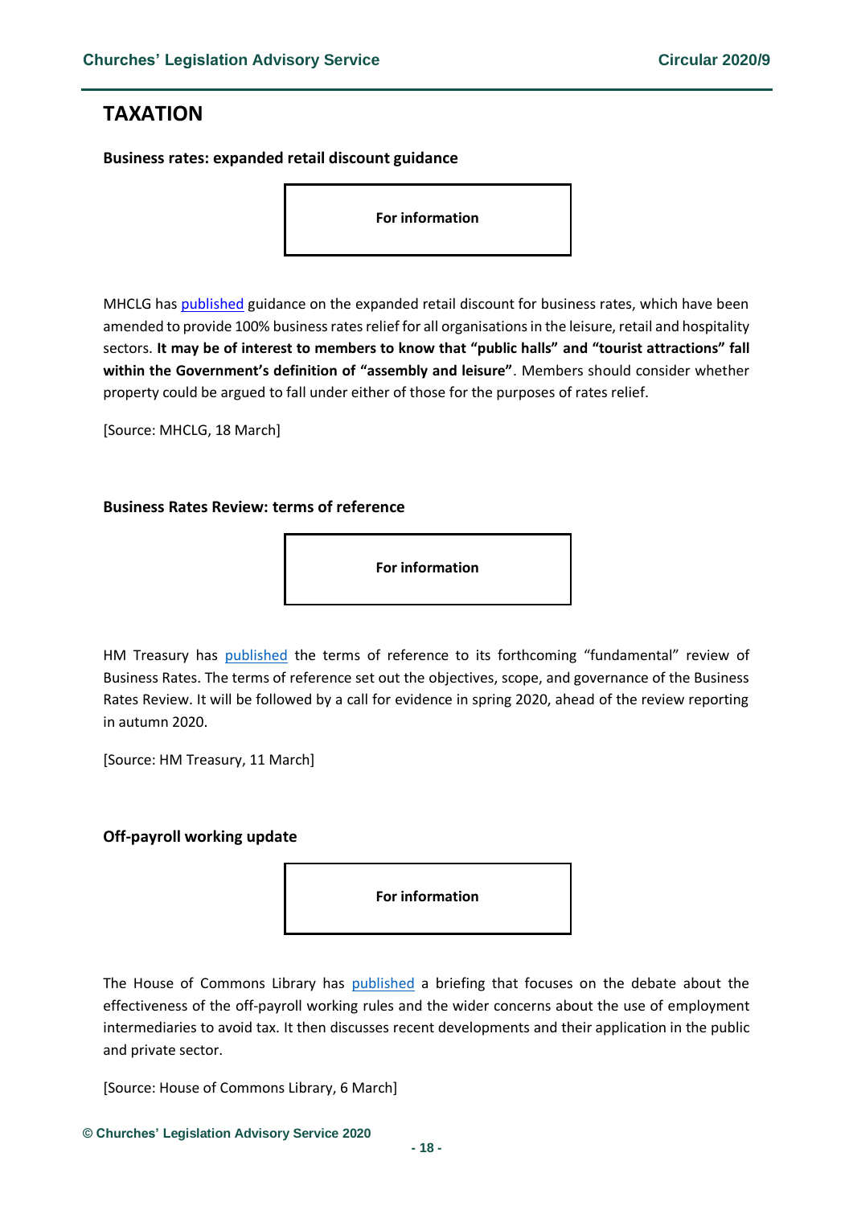# TAXATION

**Business rates: expanded retail discount guidance**

**For information**

MHCLG has published guidance on the expanded retail discount for business rates, which have been amended to provide 100% business rates relief for all organisations in the leisure, retail and hospitality sectors. **It may be of interest to members to know that "public halls" and "tourist attractions" fall within the Government's definition of "assembly and leisure"**. Members should consider whether property could be argued to fall under either of those for the purposes of rates relief.

[Source: MHCLG, 18 March]

**Business Rates Review: terms of reference**

**For information**

HM Treasury has published the terms of reference to its forthcoming "fundamental" review of Business Rates. The terms of reference set out the objectives, scope, and governance of the Business Rates Review. It will be followed by a call for evidence in spring 2020, ahead of the review reporting in autumn 2020.

[Source: HM Treasury, 11 March]

**Off-payroll working update**

**For information**

The House of Commons Library has published a briefing that focuses on the debate about the effectiveness of the off-payroll working rules and the wider concerns about the use of employment intermediaries to avoid tax. It then discusses recent developments and their application in the public and private sector.

[Source: House of Commons Library, 6 March]